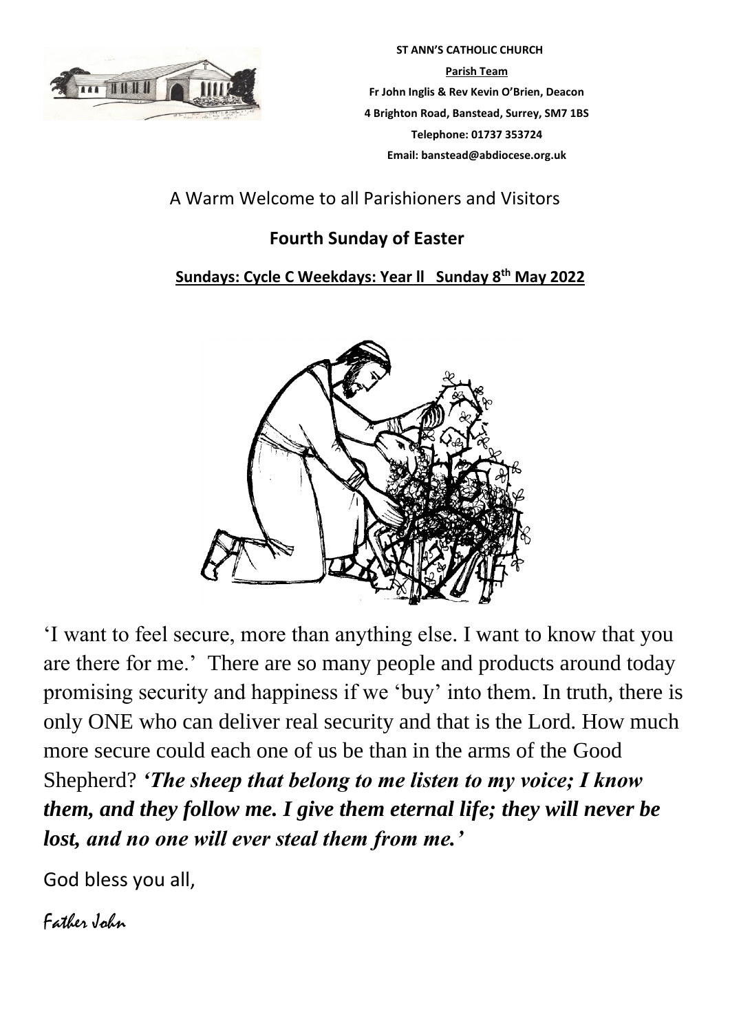**ST ANN'S CATHOLIC CHURCH**

**Parish Team**

**Fr John Inglis & Rev Kevin O'Brien, Deacon**

**4 Brighton Road, Banstead, Surrey, SM7 1BS**

**Telephone: 01737 353724**

**Email: banstead@abdiocese.org.uk**

A Warm Welcome to all Parishioners and Visitors

## Fourth Sunday of Easter

**Sundays: Cycle C Weekdays: Year ll Sunday 8th May 2022**

'I want to feel secure, more than anything else. I want to know that you are there for me.' There are so many people and products around today promising security and happiness if we 'buy' into them. In truth, there is only ONE who can deliver real security and that is the Lord. How much more secure could each one of us be than in the arms of the Good Shepherd? ***'The sheep that belong to me listen to my voice; I know them, and they follow me. I give them eternal life; they will never be lost, and no one will ever steal them from me.'***

God bless you all,

Father John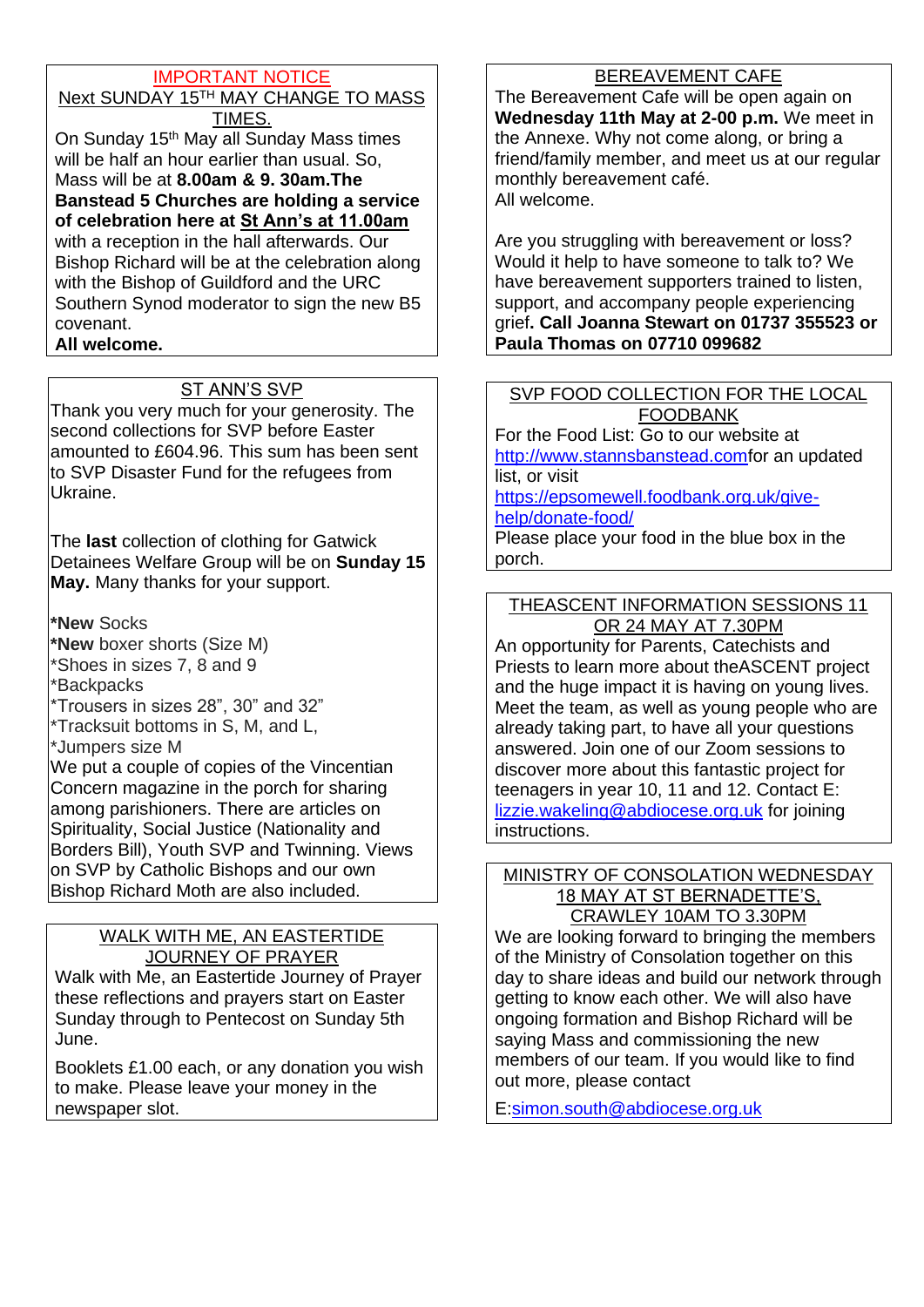## IMPORTANT NOTICE

## Next SUNDAY 15TH MAY CHANGE TO MASS TIMES.

On Sunday 15th May all Sunday Mass times will be half an hour earlier than usual. So, Mass will be at **8.00am & 9. 30am.The Banstead 5 Churches are holding a service of celebration here at St Ann's at 11.00am** with a reception in the hall afterwards. Our Bishop Richard will be at the celebration along with the Bishop of Guildford and the URC Southern Synod moderator to sign the new B5 covenant.

**All welcome.**

## ST ANN'S SVP

Thank you very much for your generosity. The second collections for SVP before Easter amounted to £604.96. This sum has been sent to SVP Disaster Fund for the refugees from Ukraine.

The **last** collection of clothing for Gatwick Detainees Welfare Group will be on **Sunday 15 May.** Many thanks for your support.

**\*New** Socks
**\*New** boxer shorts (Size M)
*Shoes in sizes 7, 8 and 9
*Backpacks
*Trousers in sizes 28", 30" and 32"
*Tracksuit bottoms in S, M, and L,
*Jumpers size M

We put a couple of copies of the Vincentian Concern magazine in the porch for sharing among parishioners. There are articles on Spirituality, Social Justice (Nationality and Borders Bill), Youth SVP and Twinning. Views on SVP by Catholic Bishops and our own Bishop Richard Moth are also included.

## WALK WITH ME, AN EASTERTIDE JOURNEY OF PRAYER

Walk with Me, an Eastertide Journey of Prayer these reflections and prayers start on Easter Sunday through to Pentecost on Sunday 5th June.

Booklets £1.00 each, or any donation you wish to make. Please leave your money in the newspaper slot.

## BEREAVEMENT CAFE

The Bereavement Cafe will be open again on **Wednesday 11th May at 2-00 p.m.** We meet in the Annexe. Why not come along, or bring a friend/family member, and meet us at our regular monthly bereavement café.
All welcome.

Are you struggling with bereavement or loss? Would it help to have someone to talk to? We have bereavement supporters trained to listen, support, and accompany people experiencing grief**. Call Joanna Stewart on 01737 355523 or Paula Thomas on 07710 099682**

## SVP FOOD COLLECTION FOR THE LOCAL FOODBANK

For the Food List: Go to our website at http://www.stannsbanstead.comfor an updated list, or visit https://epsomewell.foodbank.org.uk/give-help/donate-food/
Please place your food in the blue box in the porch.

## THEASCENT INFORMATION SESSIONS 11 OR 24 MAY AT 7.30PM

An opportunity for Parents, Catechists and Priests to learn more about theASCENT project and the huge impact it is having on young lives. Meet the team, as well as young people who are already taking part, to have all your questions answered. Join one of our Zoom sessions to discover more about this fantastic project for teenagers in year 10, 11 and 12. Contact E: lizzie.wakeling@abdiocese.org.uk for joining instructions.

## MINISTRY OF CONSOLATION WEDNESDAY 18 MAY AT ST BERNADETTE'S, CRAWLEY 10AM TO 3.30PM

We are looking forward to bringing the members of the Ministry of Consolation together on this day to share ideas and build our network through getting to know each other. We will also have ongoing formation and Bishop Richard will be saying Mass and commissioning the new members of our team. If you would like to find out more, please contact

E:simon.south@abdiocese.org.uk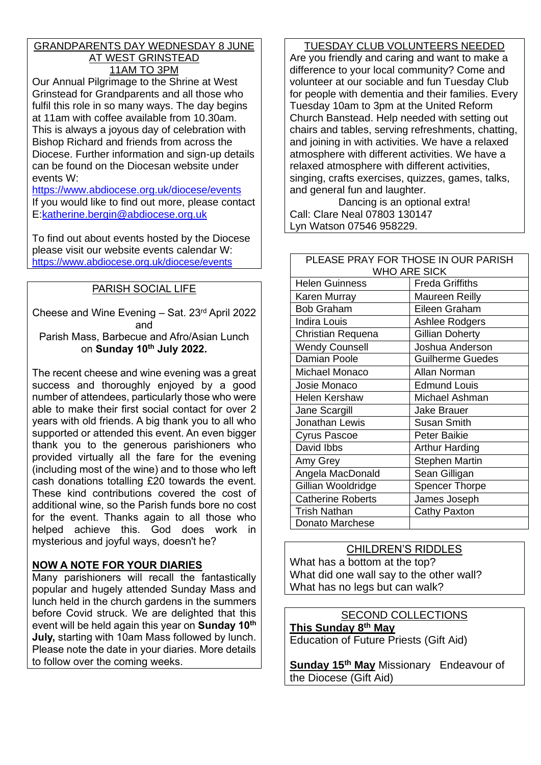## GRANDPARENTS DAY WEDNESDAY 8 JUNE AT WEST GRINSTEAD 11AM TO 3PM

Our Annual Pilgrimage to the Shrine at West Grinstead for Grandparents and all those who fulfil this role in so many ways. The day begins at 11am with coffee available from 10.30am. This is always a joyous day of celebration with Bishop Richard and friends from across the Diocese. Further information and sign-up details can be found on the Diocesan website under events W: https://www.abdiocese.org.uk/diocese/events
If you would like to find out more, please contact E:katherine.bergin@abdiocese.org.uk

To find out about events hosted by the Diocese please visit our website events calendar W: https://www.abdiocese.org.uk/diocese/events

## PARISH SOCIAL LIFE

Cheese and Wine Evening – Sat. 23rd April 2022
and
Parish Mass, Barbecue and Afro/Asian Lunch on **Sunday 10th July 2022.**

The recent cheese and wine evening was a great success and thoroughly enjoyed by a good number of attendees, particularly those who were able to make their first social contact for over 2 years with old friends. A big thank you to all who supported or attended this event. An even bigger thank you to the generous parishioners who provided virtually all the fare for the evening (including most of the wine) and to those who left cash donations totalling £20 towards the event. These kind contributions covered the cost of additional wine, so the Parish funds bore no cost for the event. Thanks again to all those who helped achieve this. God does work in mysterious and joyful ways, doesn't he?

**NOW A NOTE FOR YOUR DIARIES**

Many parishioners will recall the fantastically popular and hugely attended Sunday Mass and lunch held in the church gardens in the summers before Covid struck. We are delighted that this event will be held again this year on **Sunday 10th July,** starting with 10am Mass followed by lunch. Please note the date in your diaries. More details to follow over the coming weeks.

## TUESDAY CLUB VOLUNTEERS NEEDED

Are you friendly and caring and want to make a difference to your local community? Come and volunteer at our sociable and fun Tuesday Club for people with dementia and their families. Every Tuesday 10am to 3pm at the United Reform Church Banstead. Help needed with setting out chairs and tables, serving refreshments, chatting, and joining in with activities. We have a relaxed atmosphere with different activities. We have a relaxed atmosphere with different activities, singing, crafts exercises, quizzes, games, talks, and general fun and laughter.

Dancing is an optional extra!

Call: Clare Neal 07803 130147
Lyn Watson 07546 958229.

| PLEASE PRAY FOR THOSE IN OUR PARISH WHO ARE SICK | |
|---|---|
| Helen Guinness | Freda Griffiths |
| Karen Murray | Maureen Reilly |
| Bob Graham | Eileen Graham |
| Indira Louis | Ashlee Rodgers |
| Christian Requena | Gillian Doherty |
| Wendy Counsell | Joshua Anderson |
| Damian Poole | Guilherme Guedes |
| Michael Monaco | Allan Norman |
| Josie Monaco | Edmund Louis |
| Helen Kershaw | Michael Ashman |
| Jane Scargill | Jake Brauer |
| Jonathan Lewis | Susan Smith |
| Cyrus Pascoe | Peter Baikie |
| David Ibbs | Arthur Harding |
| Amy Grey | Stephen Martin |
| Angela MacDonald | Sean Gilligan |
| Gillian Wooldridge | Spencer Thorpe |
| Catherine Roberts | James Joseph |
| Trish Nathan | Cathy Paxton |
| Donato Marchese | |

## CHILDREN'S RIDDLES

What has a bottom at the top?
What did one wall say to the other wall?
What has no legs but can walk?

## SECOND COLLECTIONS

**This Sunday 8th May**
Education of Future Priests (Gift Aid)

**Sunday 15th May** Missionary Endeavour of the Diocese (Gift Aid)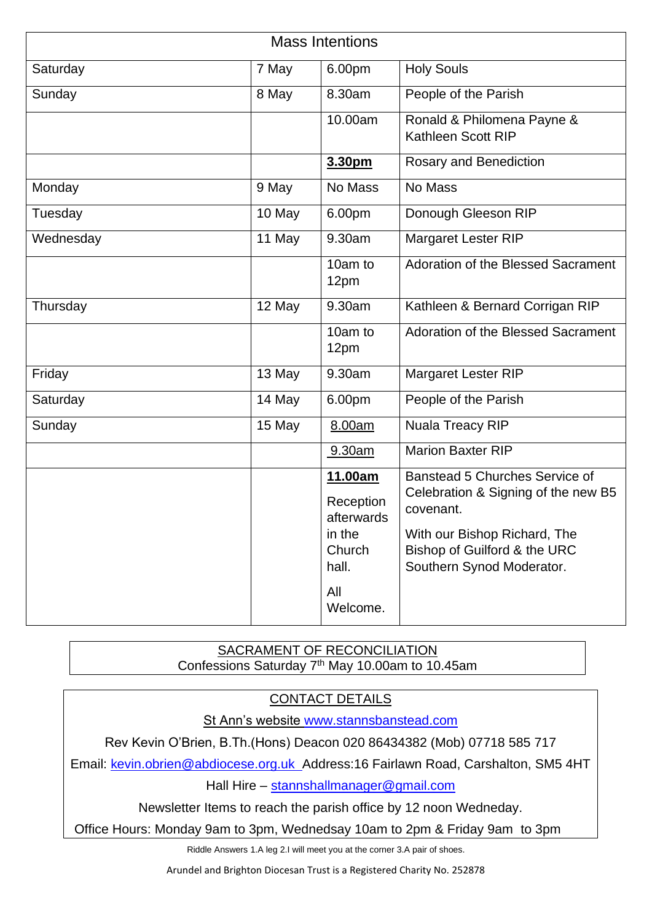| Mass Intentions | | | |
|---|---|---|---|
| Saturday | 7 May | 6.00pm | Holy Souls |
| Sunday | 8 May | 8.30am | People of the Parish |
| | | 10.00am | Ronald & Philomena Payne & Kathleen Scott RIP |
| | | **3.30pm** | Rosary and Benediction |
| Monday | 9 May | No Mass | No Mass |
| Tuesday | 10 May | 6.00pm | Donough Gleeson RIP |
| Wednesday | 11 May | 9.30am | Margaret Lester RIP |
| | | 10am to 12pm | Adoration of the Blessed Sacrament |
| Thursday | 12 May | 9.30am | Kathleen & Bernard Corrigan RIP |
| | | 10am to 12pm | Adoration of the Blessed Sacrament |
| Friday | 13 May | 9.30am | Margaret Lester RIP |
| Saturday | 14 May | 6.00pm | People of the Parish |
| Sunday | 15 May | 8.00am | Nuala Treacy RIP |
| | | 9.30am | Marion Baxter RIP |
| | | **11.00am** Reception afterwards in the Church hall. All Welcome. | Banstead 5 Churches Service of Celebration & Signing of the new B5 covenant. With our Bishop Richard, The Bishop of Guilford & the URC Southern Synod Moderator. |

SACRAMENT OF RECONCILIATION

Confessions Saturday 7th May 10.00am to 10.45am

CONTACT DETAILS

St Ann's website www.stannsbanstead.com

Rev Kevin O'Brien, B.Th.(Hons) Deacon 020 86434382 (Mob) 07718 585 717

Email: kevin.obrien@abdiocese.org.uk Address:16 Fairlawn Road, Carshalton, SM5 4HT

Hall Hire – stannshallmanager@gmail.com

Newsletter Items to reach the parish office by 12 noon Wedneday.

Office Hours: Monday 9am to 3pm, Wednedsay 10am to 2pm & Friday 9am to 3pm

Riddle Answers 1.A leg 2.I will meet you at the corner 3.A pair of shoes.

Arundel and Brighton Diocesan Trust is a Registered Charity No. 252878